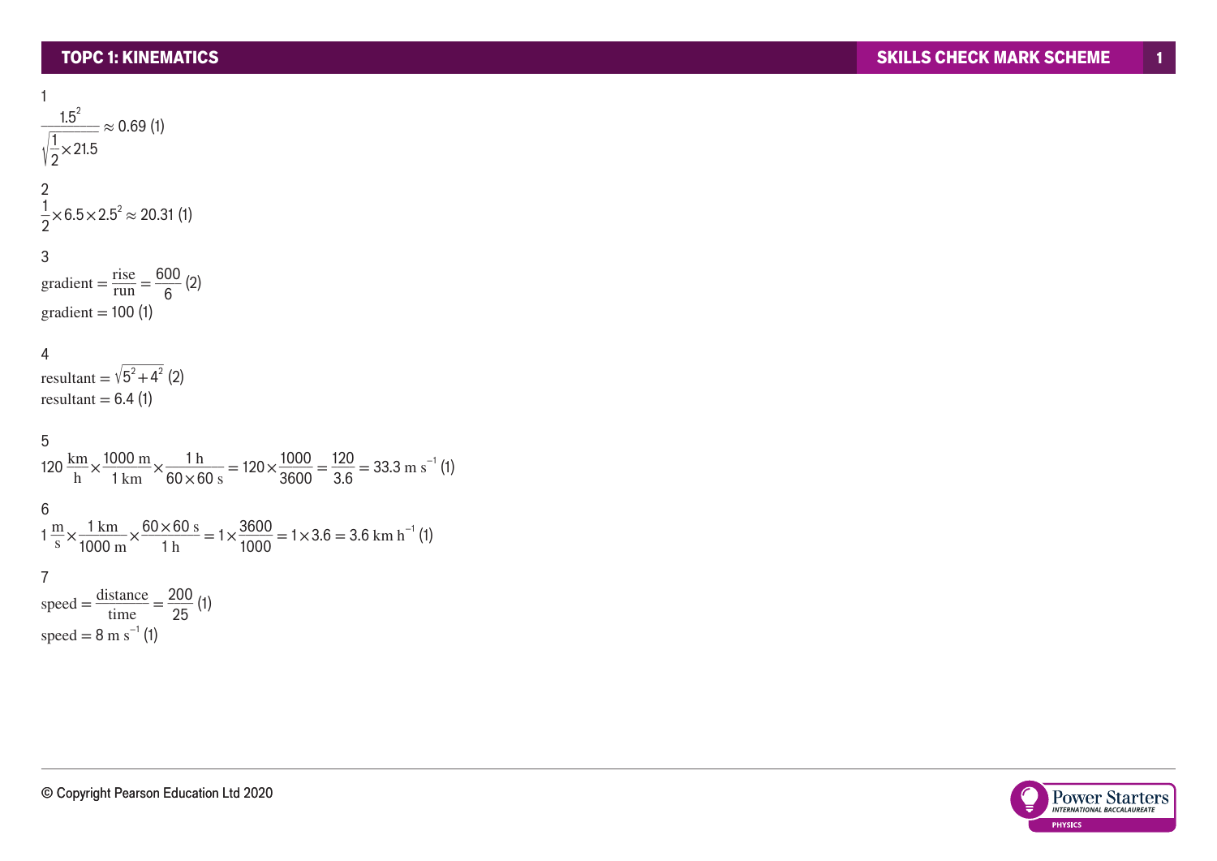1

$$\frac{1.5^2}{\sqrt{\frac{1}{2} \times 21.5}} \approx 0.69 \text{ (1)}$$

2

$$\frac{1}{2} \times 6.5 \times 2.5^2 \approx 20.31 \text{ (1)}$$

3

$$\text{gradient} = \frac{\text{rise}}{\text{run}} = \frac{600}{6} \text{ (2)}$$

$$\text{gradient} = 100 \text{ (1)}$$

4

$$\text{resultant} = \sqrt{5^2 + 4^2} \text{ (2)}$$

$$\text{resultant} = 6.4 \text{ (1)}$$

5

$$120 \frac{\text{km}}{\text{h}} \times \frac{1000 \text{ m}}{1 \text{ km}} \times \frac{1 \text{ h}}{60 \times 60 \text{ s}} = 120 \times \frac{1000}{3600} = \frac{120}{3.6} = 33.3 \text{ m s}^{-1} \text{ (1)}$$

6

$$1 \frac{\text{m}}{\text{s}} \times \frac{1 \text{ km}}{1000 \text{ m}} \times \frac{60 \times 60 \text{ s}}{1 \text{ h}} = 1 \times \frac{3600}{1000} = 1 \times 3.6 = 3.6 \text{ km h}^{-1} \text{ (1)}$$

7

$$\text{speed} = \frac{\text{distance}}{\text{time}} = \frac{200}{25} \text{ (1)}$$

$$\text{speed} = 8 \text{ m s}^{-1} \text{ (1)}$$

© Copyright Pearson Education Ltd 2020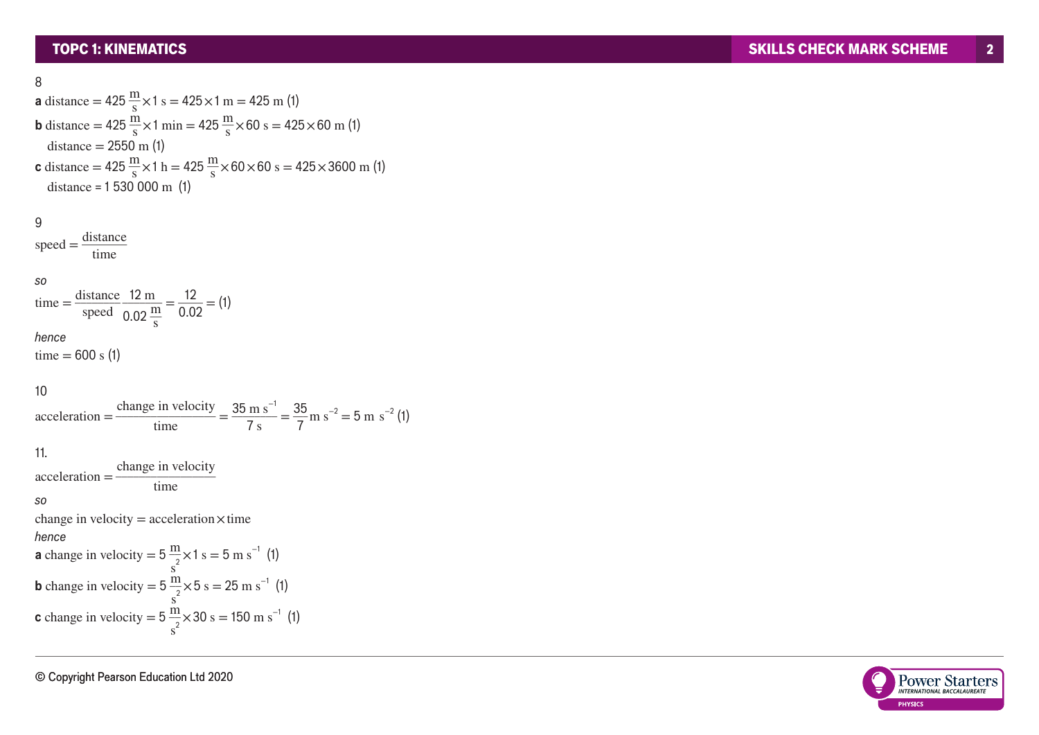8

**a** $\text{distance} = 425\,\frac{\text{m}}{\text{s}} \times 1\text{ s} = 425 \times 1\text{ m} = 425\text{ m}$ (1)

**b** $\text{distance} = 425\,\frac{\text{m}}{\text{s}} \times 1\text{ min} = 425\,\frac{\text{m}}{\text{s}} \times 60\text{ s} = 425 \times 60\text{ m}$ (1)

$\text{distance} = 2550\text{ m}$ (1)

**c** $\text{distance} = 425\,\frac{\text{m}}{\text{s}} \times 1\text{ h} = 425\,\frac{\text{m}}{\text{s}} \times 60 \times 60\text{ s} = 425 \times 3600\text{ m}$ (1)

$\text{distance} = 1\,530\,000\text{ m}$ (1)

9

$$\text{speed} = \frac{\text{distance}}{\text{time}}$$

*so*

$$\text{time} = \frac{\text{distance}}{\text{speed}}\frac{12\text{ m}}{0.02\,\frac{\text{m}}{\text{s}}} = \frac{12}{0.02} = \text{(1)}$$

*hence*

$\text{time} = 600\text{ s}$ (1)

10

$$\text{acceleration} = \frac{\text{change in velocity}}{\text{time}} = \frac{35\text{ m s}^{-1}}{7\text{ s}} = \frac{35}{7}\text{m s}^{-2} = 5\text{ m s}^{-2}\ \text{(1)}$$

11.

$$\text{acceleration} = \frac{\text{change in velocity}}{\text{time}}$$

*so*

$\text{change in velocity} = \text{acceleration} \times \text{time}$

*hence*

**a** $\text{change in velocity} = 5\,\frac{\text{m}}{\text{s}^2} \times 1\text{ s} = 5\text{ m s}^{-1}$ (1)

**b** $\text{change in velocity} = 5\,\frac{\text{m}}{\text{s}^2} \times 5\text{ s} = 25\text{ m s}^{-1}$ (1)

**c** $\text{change in velocity} = 5\,\frac{\text{m}}{\text{s}^2} \times 30\text{ s} = 150\text{ m s}^{-1}$ (1)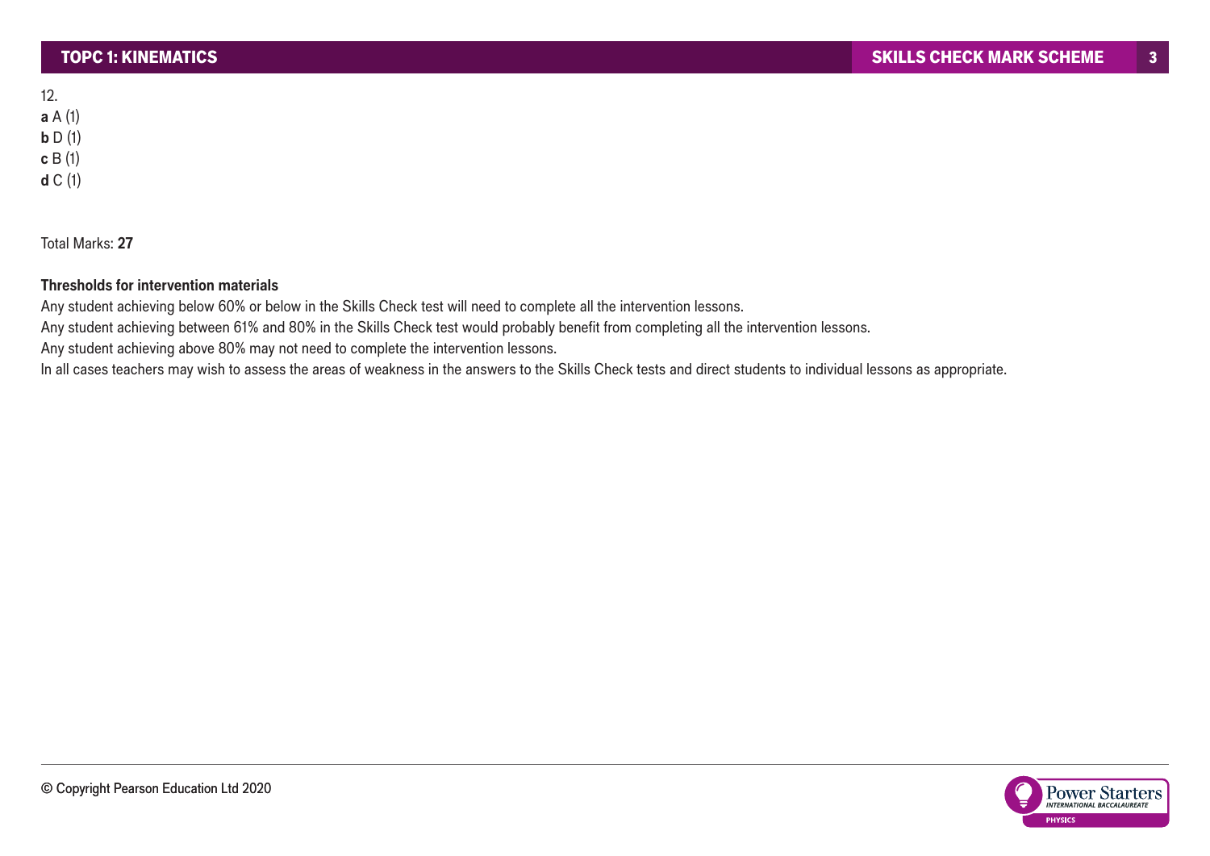12.

**a** A (1)
**b** D (1)
**c** B (1)
**d** C (1)

Total Marks: **27**

**Thresholds for intervention materials**

Any student achieving below 60% or below in the Skills Check test will need to complete all the intervention lessons.

Any student achieving between 61% and 80% in the Skills Check test would probably benefit from completing all the intervention lessons.

Any student achieving above 80% may not need to complete the intervention lessons.

In all cases teachers may wish to assess the areas of weakness in the answers to the Skills Check tests and direct students to individual lessons as appropriate.